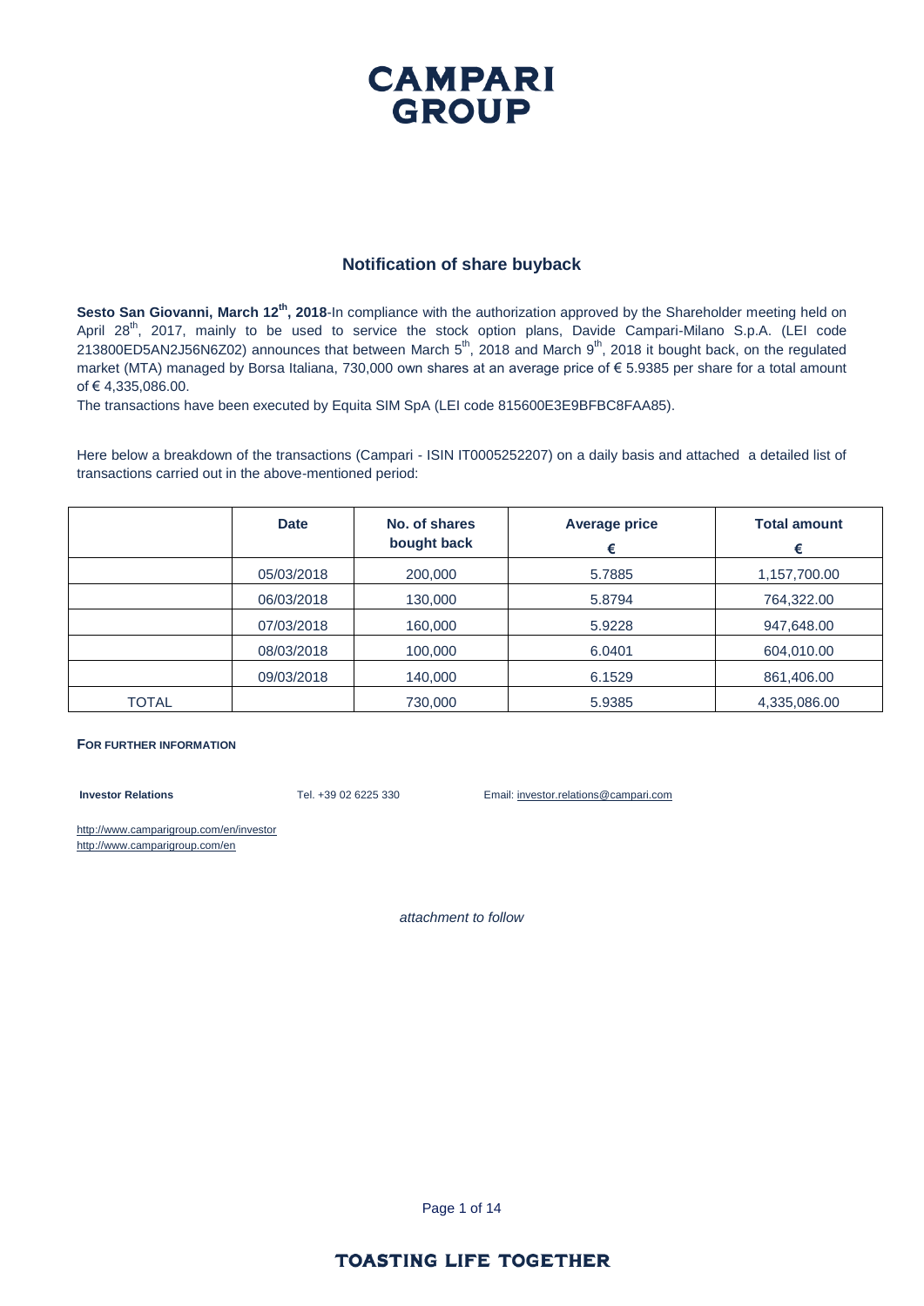# CAMPARI GROUP

## Notification of share buyback

**Sesto San Giovanni, March 12th, 2018**-In compliance with the authorization approved by the Shareholder meeting held on April 28th, 2017, mainly to be used to service the stock option plans, Davide Campari-Milano S.p.A. (LEI code 213800ED5AN2J56N6Z02) announces that between March 5th, 2018 and March 9th, 2018 it bought back, on the regulated market (MTA) managed by Borsa Italiana, 730,000 own shares at an average price of € 5.9385 per share for a total amount of € 4,335,086.00.

The transactions have been executed by Equita SIM SpA (LEI code 815600E3E9BFBC8FAA85).

Here below a breakdown of the transactions (Campari - ISIN IT0005252207) on a daily basis and attached a detailed list of transactions carried out in the above-mentioned period:

| | Date | No. of shares bought back | Average price € | Total amount € |
|---|---|---|---|---|
| | 05/03/2018 | 200,000 | 5.7885 | 1,157,700.00 |
| | 06/03/2018 | 130,000 | 5.8794 | 764,322.00 |
| | 07/03/2018 | 160,000 | 5.9228 | 947,648.00 |
| | 08/03/2018 | 100,000 | 6.0401 | 604,010.00 |
| | 09/03/2018 | 140,000 | 6.1529 | 861,406.00 |
| TOTAL | | 730,000 | 5.9385 | 4,335,086.00 |

**FOR FURTHER INFORMATION**

**Investor Relations** Tel. +39 02 6225 330 Email: investor.relations@campari.com

http://www.camparigroup.com/en/investor
http://www.camparigroup.com/en

*attachment to follow*

TOASTING LIFE TOGETHER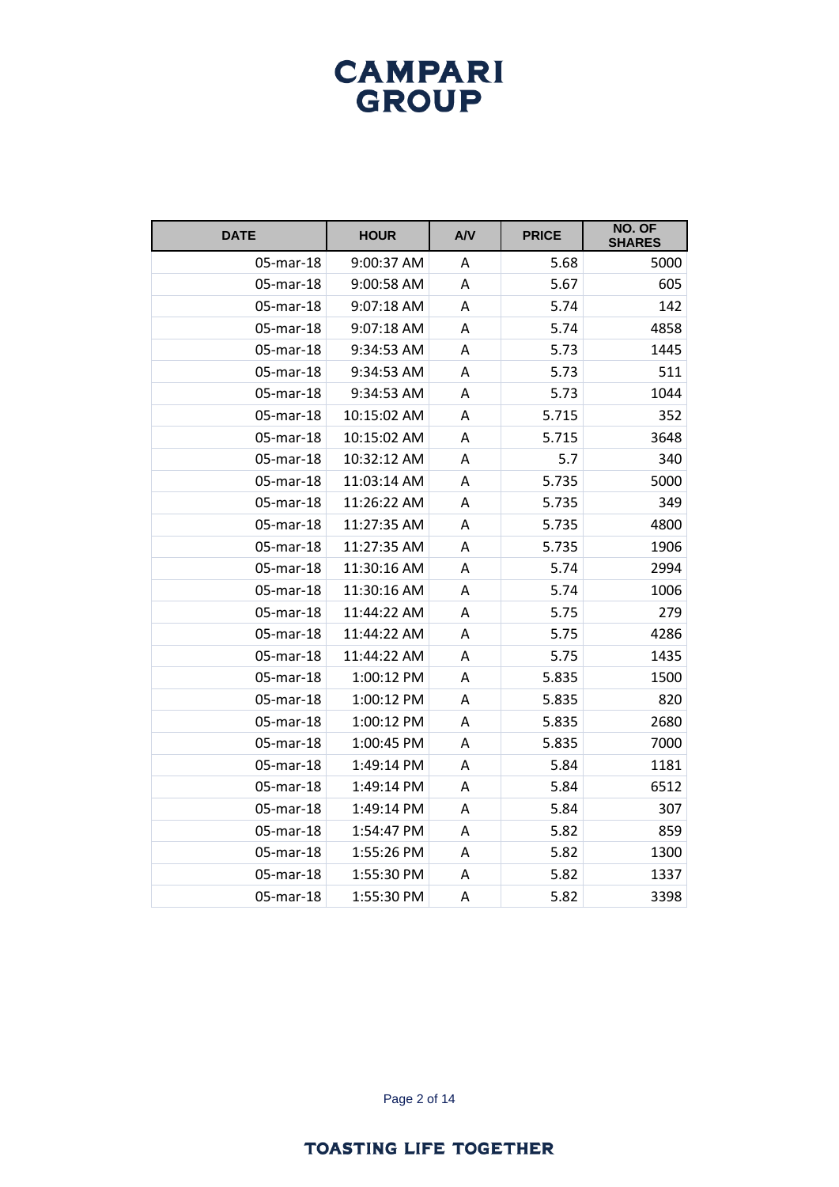| DATE | HOUR | A/V | PRICE | NO. OF SHARES |
|---|---|---|---|---|
| 05-mar-18 | 9:00:37 AM | A | 5.68 | 5000 |
| 05-mar-18 | 9:00:58 AM | A | 5.67 | 605 |
| 05-mar-18 | 9:07:18 AM | A | 5.74 | 142 |
| 05-mar-18 | 9:07:18 AM | A | 5.74 | 4858 |
| 05-mar-18 | 9:34:53 AM | A | 5.73 | 1445 |
| 05-mar-18 | 9:34:53 AM | A | 5.73 | 511 |
| 05-mar-18 | 9:34:53 AM | A | 5.73 | 1044 |
| 05-mar-18 | 10:15:02 AM | A | 5.715 | 352 |
| 05-mar-18 | 10:15:02 AM | A | 5.715 | 3648 |
| 05-mar-18 | 10:32:12 AM | A | 5.7 | 340 |
| 05-mar-18 | 11:03:14 AM | A | 5.735 | 5000 |
| 05-mar-18 | 11:26:22 AM | A | 5.735 | 349 |
| 05-mar-18 | 11:27:35 AM | A | 5.735 | 4800 |
| 05-mar-18 | 11:27:35 AM | A | 5.735 | 1906 |
| 05-mar-18 | 11:30:16 AM | A | 5.74 | 2994 |
| 05-mar-18 | 11:30:16 AM | A | 5.74 | 1006 |
| 05-mar-18 | 11:44:22 AM | A | 5.75 | 279 |
| 05-mar-18 | 11:44:22 AM | A | 5.75 | 4286 |
| 05-mar-18 | 11:44:22 AM | A | 5.75 | 1435 |
| 05-mar-18 | 1:00:12 PM | A | 5.835 | 1500 |
| 05-mar-18 | 1:00:12 PM | A | 5.835 | 820 |
| 05-mar-18 | 1:00:12 PM | A | 5.835 | 2680 |
| 05-mar-18 | 1:00:45 PM | A | 5.835 | 7000 |
| 05-mar-18 | 1:49:14 PM | A | 5.84 | 1181 |
| 05-mar-18 | 1:49:14 PM | A | 5.84 | 6512 |
| 05-mar-18 | 1:49:14 PM | A | 5.84 | 307 |
| 05-mar-18 | 1:54:47 PM | A | 5.82 | 859 |
| 05-mar-18 | 1:55:26 PM | A | 5.82 | 1300 |
| 05-mar-18 | 1:55:30 PM | A | 5.82 | 1337 |
| 05-mar-18 | 1:55:30 PM | A | 5.82 | 3398 |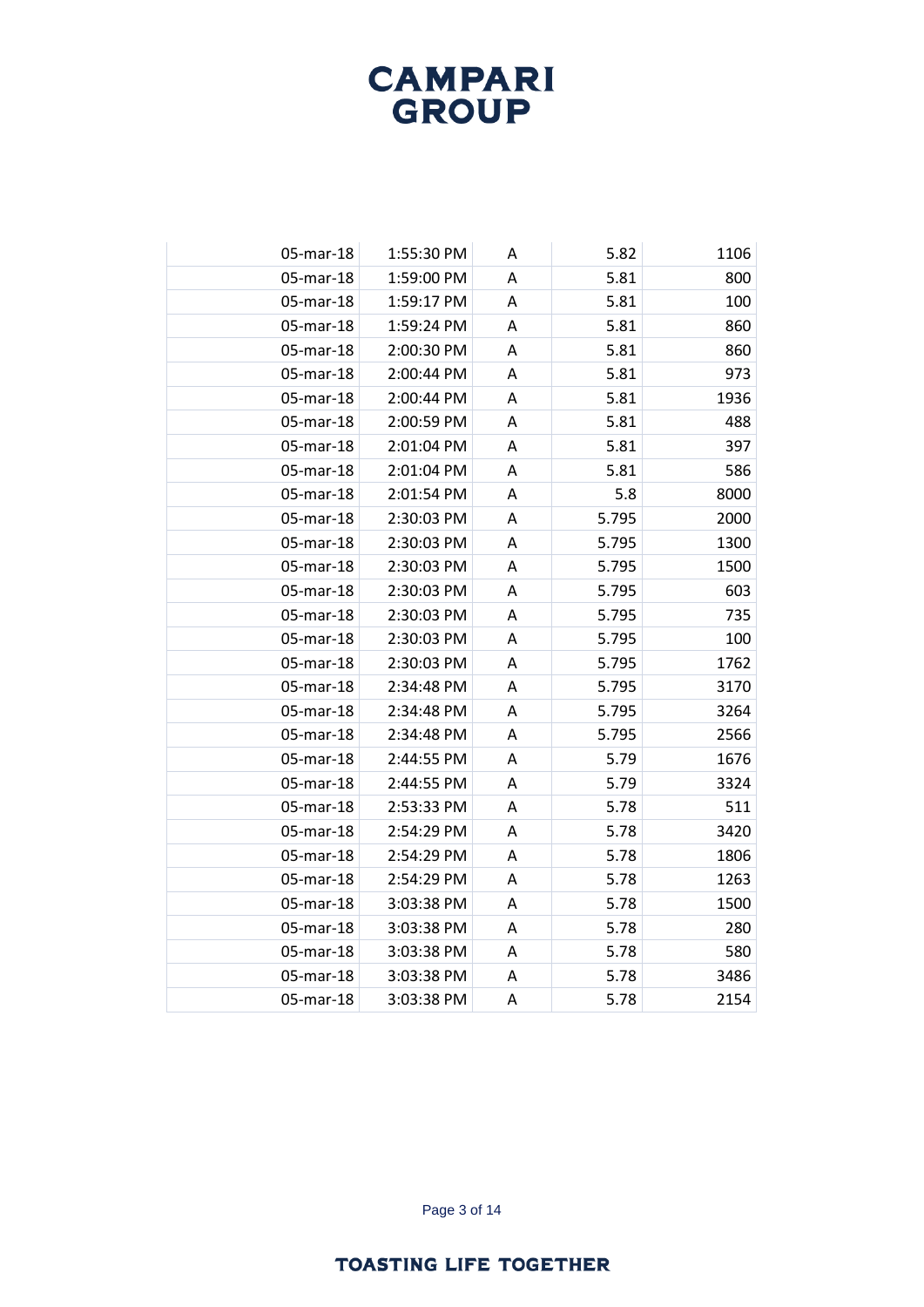| | | | | |
|---|---|---|---|---|
| 05-mar-18 | 1:55:30 PM | A | 5.82 | 1106 |
| 05-mar-18 | 1:59:00 PM | A | 5.81 | 800 |
| 05-mar-18 | 1:59:17 PM | A | 5.81 | 100 |
| 05-mar-18 | 1:59:24 PM | A | 5.81 | 860 |
| 05-mar-18 | 2:00:30 PM | A | 5.81 | 860 |
| 05-mar-18 | 2:00:44 PM | A | 5.81 | 973 |
| 05-mar-18 | 2:00:44 PM | A | 5.81 | 1936 |
| 05-mar-18 | 2:00:59 PM | A | 5.81 | 488 |
| 05-mar-18 | 2:01:04 PM | A | 5.81 | 397 |
| 05-mar-18 | 2:01:04 PM | A | 5.81 | 586 |
| 05-mar-18 | 2:01:54 PM | A | 5.8 | 8000 |
| 05-mar-18 | 2:30:03 PM | A | 5.795 | 2000 |
| 05-mar-18 | 2:30:03 PM | A | 5.795 | 1300 |
| 05-mar-18 | 2:30:03 PM | A | 5.795 | 1500 |
| 05-mar-18 | 2:30:03 PM | A | 5.795 | 603 |
| 05-mar-18 | 2:30:03 PM | A | 5.795 | 735 |
| 05-mar-18 | 2:30:03 PM | A | 5.795 | 100 |
| 05-mar-18 | 2:30:03 PM | A | 5.795 | 1762 |
| 05-mar-18 | 2:34:48 PM | A | 5.795 | 3170 |
| 05-mar-18 | 2:34:48 PM | A | 5.795 | 3264 |
| 05-mar-18 | 2:34:48 PM | A | 5.795 | 2566 |
| 05-mar-18 | 2:44:55 PM | A | 5.79 | 1676 |
| 05-mar-18 | 2:44:55 PM | A | 5.79 | 3324 |
| 05-mar-18 | 2:53:33 PM | A | 5.78 | 511 |
| 05-mar-18 | 2:54:29 PM | A | 5.78 | 3420 |
| 05-mar-18 | 2:54:29 PM | A | 5.78 | 1806 |
| 05-mar-18 | 2:54:29 PM | A | 5.78 | 1263 |
| 05-mar-18 | 3:03:38 PM | A | 5.78 | 1500 |
| 05-mar-18 | 3:03:38 PM | A | 5.78 | 280 |
| 05-mar-18 | 3:03:38 PM | A | 5.78 | 580 |
| 05-mar-18 | 3:03:38 PM | A | 5.78 | 3486 |
| 05-mar-18 | 3:03:38 PM | A | 5.78 | 2154 |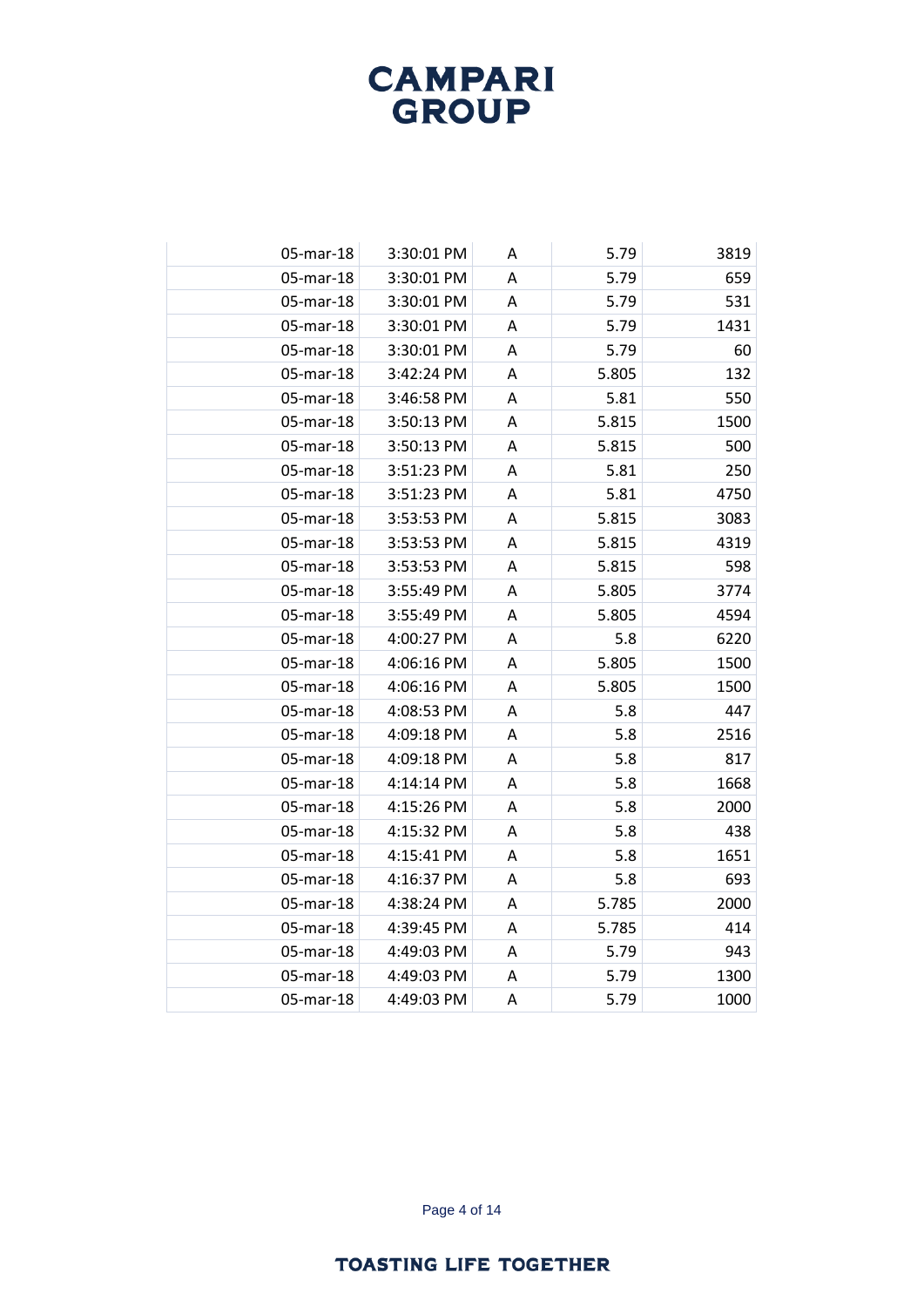| | | | | |
|---|---|---|---|---|
| 05-mar-18 | 3:30:01 PM | A | 5.79 | 3819 |
| 05-mar-18 | 3:30:01 PM | A | 5.79 | 659 |
| 05-mar-18 | 3:30:01 PM | A | 5.79 | 531 |
| 05-mar-18 | 3:30:01 PM | A | 5.79 | 1431 |
| 05-mar-18 | 3:30:01 PM | A | 5.79 | 60 |
| 05-mar-18 | 3:42:24 PM | A | 5.805 | 132 |
| 05-mar-18 | 3:46:58 PM | A | 5.81 | 550 |
| 05-mar-18 | 3:50:13 PM | A | 5.815 | 1500 |
| 05-mar-18 | 3:50:13 PM | A | 5.815 | 500 |
| 05-mar-18 | 3:51:23 PM | A | 5.81 | 250 |
| 05-mar-18 | 3:51:23 PM | A | 5.81 | 4750 |
| 05-mar-18 | 3:53:53 PM | A | 5.815 | 3083 |
| 05-mar-18 | 3:53:53 PM | A | 5.815 | 4319 |
| 05-mar-18 | 3:53:53 PM | A | 5.815 | 598 |
| 05-mar-18 | 3:55:49 PM | A | 5.805 | 3774 |
| 05-mar-18 | 3:55:49 PM | A | 5.805 | 4594 |
| 05-mar-18 | 4:00:27 PM | A | 5.8 | 6220 |
| 05-mar-18 | 4:06:16 PM | A | 5.805 | 1500 |
| 05-mar-18 | 4:06:16 PM | A | 5.805 | 1500 |
| 05-mar-18 | 4:08:53 PM | A | 5.8 | 447 |
| 05-mar-18 | 4:09:18 PM | A | 5.8 | 2516 |
| 05-mar-18 | 4:09:18 PM | A | 5.8 | 817 |
| 05-mar-18 | 4:14:14 PM | A | 5.8 | 1668 |
| 05-mar-18 | 4:15:26 PM | A | 5.8 | 2000 |
| 05-mar-18 | 4:15:32 PM | A | 5.8 | 438 |
| 05-mar-18 | 4:15:41 PM | A | 5.8 | 1651 |
| 05-mar-18 | 4:16:37 PM | A | 5.8 | 693 |
| 05-mar-18 | 4:38:24 PM | A | 5.785 | 2000 |
| 05-mar-18 | 4:39:45 PM | A | 5.785 | 414 |
| 05-mar-18 | 4:49:03 PM | A | 5.79 | 943 |
| 05-mar-18 | 4:49:03 PM | A | 5.79 | 1300 |
| 05-mar-18 | 4:49:03 PM | A | 5.79 | 1000 |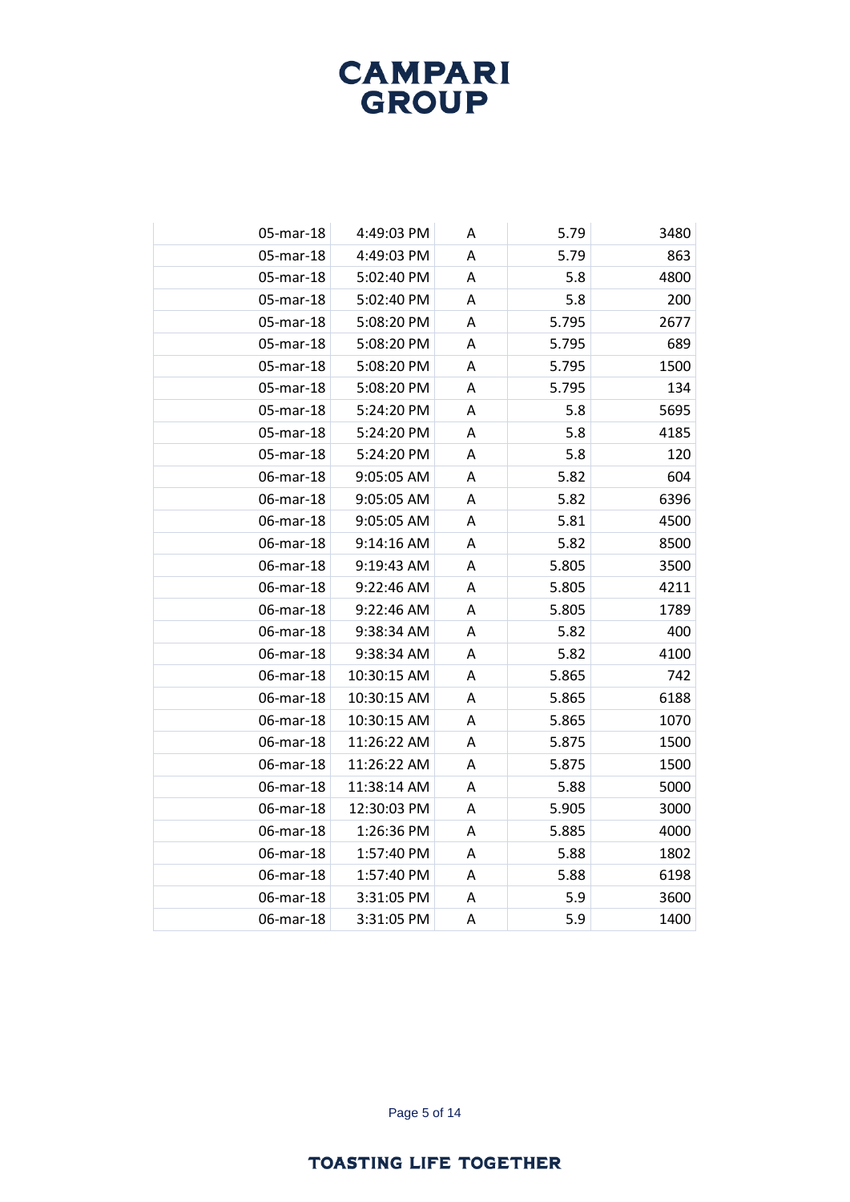| 05-mar-18 | 4:49:03 PM | A | 5.79 | 3480 |
|---|---|---|---|---|
| 05-mar-18 | 4:49:03 PM | A | 5.79 | 863 |
| 05-mar-18 | 5:02:40 PM | A | 5.8 | 4800 |
| 05-mar-18 | 5:02:40 PM | A | 5.8 | 200 |
| 05-mar-18 | 5:08:20 PM | A | 5.795 | 2677 |
| 05-mar-18 | 5:08:20 PM | A | 5.795 | 689 |
| 05-mar-18 | 5:08:20 PM | A | 5.795 | 1500 |
| 05-mar-18 | 5:08:20 PM | A | 5.795 | 134 |
| 05-mar-18 | 5:24:20 PM | A | 5.8 | 5695 |
| 05-mar-18 | 5:24:20 PM | A | 5.8 | 4185 |
| 05-mar-18 | 5:24:20 PM | A | 5.8 | 120 |
| 06-mar-18 | 9:05:05 AM | A | 5.82 | 604 |
| 06-mar-18 | 9:05:05 AM | A | 5.82 | 6396 |
| 06-mar-18 | 9:05:05 AM | A | 5.81 | 4500 |
| 06-mar-18 | 9:14:16 AM | A | 5.82 | 8500 |
| 06-mar-18 | 9:19:43 AM | A | 5.805 | 3500 |
| 06-mar-18 | 9:22:46 AM | A | 5.805 | 4211 |
| 06-mar-18 | 9:22:46 AM | A | 5.805 | 1789 |
| 06-mar-18 | 9:38:34 AM | A | 5.82 | 400 |
| 06-mar-18 | 9:38:34 AM | A | 5.82 | 4100 |
| 06-mar-18 | 10:30:15 AM | A | 5.865 | 742 |
| 06-mar-18 | 10:30:15 AM | A | 5.865 | 6188 |
| 06-mar-18 | 10:30:15 AM | A | 5.865 | 1070 |
| 06-mar-18 | 11:26:22 AM | A | 5.875 | 1500 |
| 06-mar-18 | 11:26:22 AM | A | 5.875 | 1500 |
| 06-mar-18 | 11:38:14 AM | A | 5.88 | 5000 |
| 06-mar-18 | 12:30:03 PM | A | 5.905 | 3000 |
| 06-mar-18 | 1:26:36 PM | A | 5.885 | 4000 |
| 06-mar-18 | 1:57:40 PM | A | 5.88 | 1802 |
| 06-mar-18 | 1:57:40 PM | A | 5.88 | 6198 |
| 06-mar-18 | 3:31:05 PM | A | 5.9 | 3600 |
| 06-mar-18 | 3:31:05 PM | A | 5.9 | 1400 |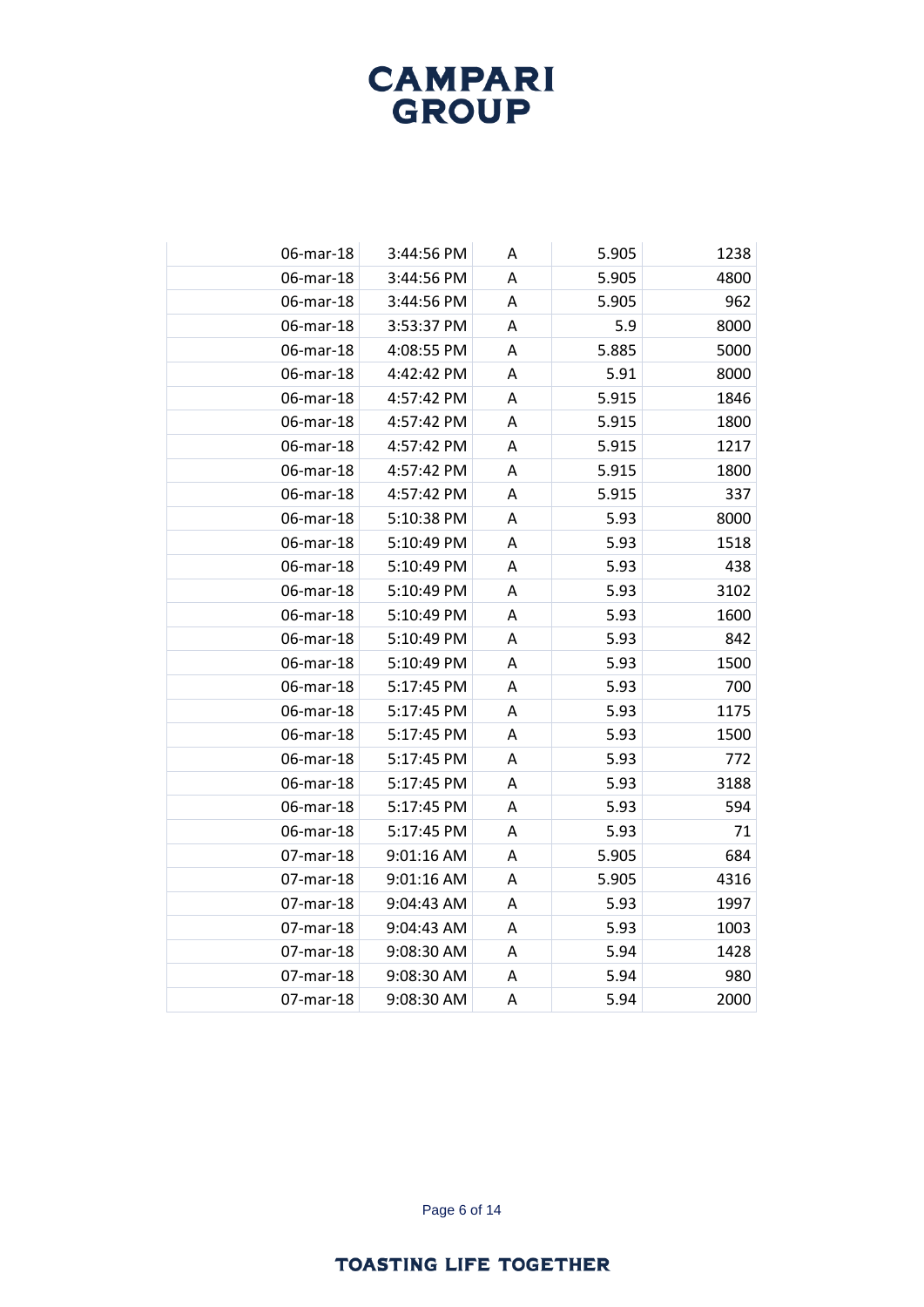| 06-mar-18 | 3:44:56 PM | A | 5.905 | 1238 |
|---|---|---|---|---|
| 06-mar-18 | 3:44:56 PM | A | 5.905 | 4800 |
| 06-mar-18 | 3:44:56 PM | A | 5.905 | 962 |
| 06-mar-18 | 3:53:37 PM | A | 5.9 | 8000 |
| 06-mar-18 | 4:08:55 PM | A | 5.885 | 5000 |
| 06-mar-18 | 4:42:42 PM | A | 5.91 | 8000 |
| 06-mar-18 | 4:57:42 PM | A | 5.915 | 1846 |
| 06-mar-18 | 4:57:42 PM | A | 5.915 | 1800 |
| 06-mar-18 | 4:57:42 PM | A | 5.915 | 1217 |
| 06-mar-18 | 4:57:42 PM | A | 5.915 | 1800 |
| 06-mar-18 | 4:57:42 PM | A | 5.915 | 337 |
| 06-mar-18 | 5:10:38 PM | A | 5.93 | 8000 |
| 06-mar-18 | 5:10:49 PM | A | 5.93 | 1518 |
| 06-mar-18 | 5:10:49 PM | A | 5.93 | 438 |
| 06-mar-18 | 5:10:49 PM | A | 5.93 | 3102 |
| 06-mar-18 | 5:10:49 PM | A | 5.93 | 1600 |
| 06-mar-18 | 5:10:49 PM | A | 5.93 | 842 |
| 06-mar-18 | 5:10:49 PM | A | 5.93 | 1500 |
| 06-mar-18 | 5:17:45 PM | A | 5.93 | 700 |
| 06-mar-18 | 5:17:45 PM | A | 5.93 | 1175 |
| 06-mar-18 | 5:17:45 PM | A | 5.93 | 1500 |
| 06-mar-18 | 5:17:45 PM | A | 5.93 | 772 |
| 06-mar-18 | 5:17:45 PM | A | 5.93 | 3188 |
| 06-mar-18 | 5:17:45 PM | A | 5.93 | 594 |
| 06-mar-18 | 5:17:45 PM | A | 5.93 | 71 |
| 07-mar-18 | 9:01:16 AM | A | 5.905 | 684 |
| 07-mar-18 | 9:01:16 AM | A | 5.905 | 4316 |
| 07-mar-18 | 9:04:43 AM | A | 5.93 | 1997 |
| 07-mar-18 | 9:04:43 AM | A | 5.93 | 1003 |
| 07-mar-18 | 9:08:30 AM | A | 5.94 | 1428 |
| 07-mar-18 | 9:08:30 AM | A | 5.94 | 980 |
| 07-mar-18 | 9:08:30 AM | A | 5.94 | 2000 |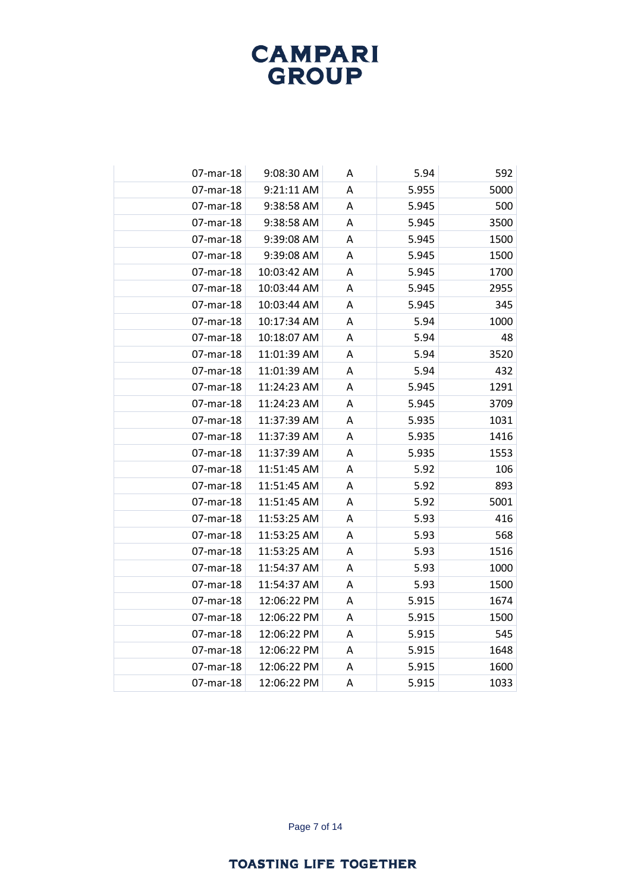| | | | | |
|---|---|---|---|---|
| 07-mar-18 | 9:08:30 AM | A | 5.94 | 592 |
| 07-mar-18 | 9:21:11 AM | A | 5.955 | 5000 |
| 07-mar-18 | 9:38:58 AM | A | 5.945 | 500 |
| 07-mar-18 | 9:38:58 AM | A | 5.945 | 3500 |
| 07-mar-18 | 9:39:08 AM | A | 5.945 | 1500 |
| 07-mar-18 | 9:39:08 AM | A | 5.945 | 1500 |
| 07-mar-18 | 10:03:42 AM | A | 5.945 | 1700 |
| 07-mar-18 | 10:03:44 AM | A | 5.945 | 2955 |
| 07-mar-18 | 10:03:44 AM | A | 5.945 | 345 |
| 07-mar-18 | 10:17:34 AM | A | 5.94 | 1000 |
| 07-mar-18 | 10:18:07 AM | A | 5.94 | 48 |
| 07-mar-18 | 11:01:39 AM | A | 5.94 | 3520 |
| 07-mar-18 | 11:01:39 AM | A | 5.94 | 432 |
| 07-mar-18 | 11:24:23 AM | A | 5.945 | 1291 |
| 07-mar-18 | 11:24:23 AM | A | 5.945 | 3709 |
| 07-mar-18 | 11:37:39 AM | A | 5.935 | 1031 |
| 07-mar-18 | 11:37:39 AM | A | 5.935 | 1416 |
| 07-mar-18 | 11:37:39 AM | A | 5.935 | 1553 |
| 07-mar-18 | 11:51:45 AM | A | 5.92 | 106 |
| 07-mar-18 | 11:51:45 AM | A | 5.92 | 893 |
| 07-mar-18 | 11:51:45 AM | A | 5.92 | 5001 |
| 07-mar-18 | 11:53:25 AM | A | 5.93 | 416 |
| 07-mar-18 | 11:53:25 AM | A | 5.93 | 568 |
| 07-mar-18 | 11:53:25 AM | A | 5.93 | 1516 |
| 07-mar-18 | 11:54:37 AM | A | 5.93 | 1000 |
| 07-mar-18 | 11:54:37 AM | A | 5.93 | 1500 |
| 07-mar-18 | 12:06:22 PM | A | 5.915 | 1674 |
| 07-mar-18 | 12:06:22 PM | A | 5.915 | 1500 |
| 07-mar-18 | 12:06:22 PM | A | 5.915 | 545 |
| 07-mar-18 | 12:06:22 PM | A | 5.915 | 1648 |
| 07-mar-18 | 12:06:22 PM | A | 5.915 | 1600 |
| 07-mar-18 | 12:06:22 PM | A | 5.915 | 1033 |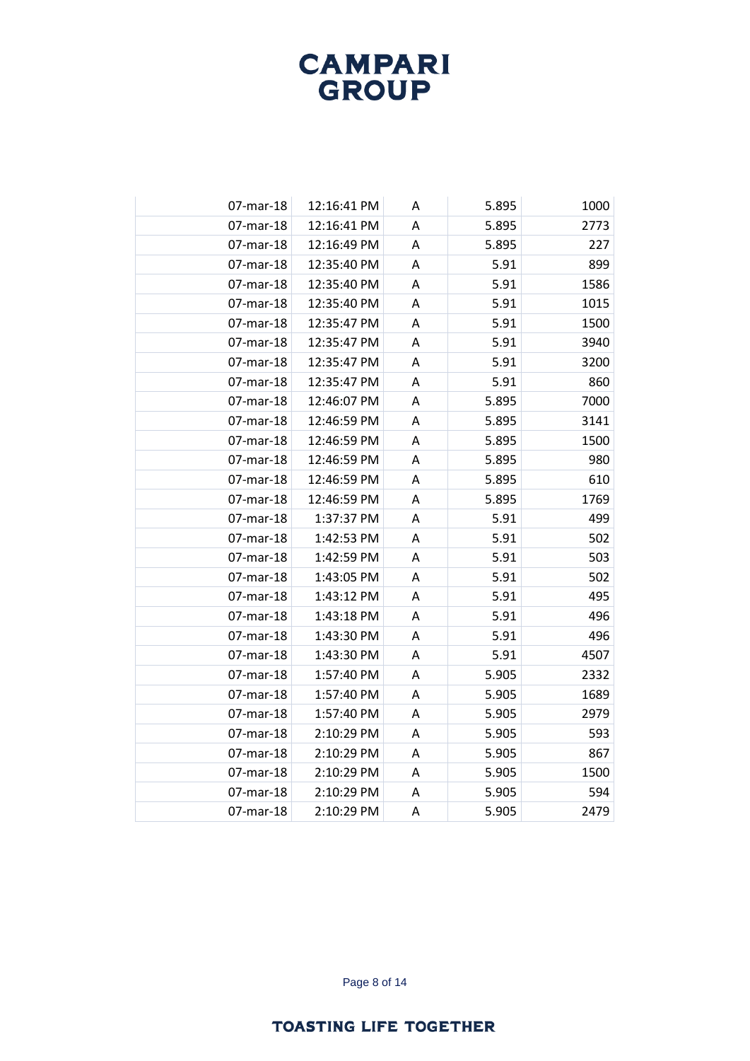| | | | | |
|---|---|---|---|---|
| 07-mar-18 | 12:16:41 PM | A | 5.895 | 1000 |
| 07-mar-18 | 12:16:41 PM | A | 5.895 | 2773 |
| 07-mar-18 | 12:16:49 PM | A | 5.895 | 227 |
| 07-mar-18 | 12:35:40 PM | A | 5.91 | 899 |
| 07-mar-18 | 12:35:40 PM | A | 5.91 | 1586 |
| 07-mar-18 | 12:35:40 PM | A | 5.91 | 1015 |
| 07-mar-18 | 12:35:47 PM | A | 5.91 | 1500 |
| 07-mar-18 | 12:35:47 PM | A | 5.91 | 3940 |
| 07-mar-18 | 12:35:47 PM | A | 5.91 | 3200 |
| 07-mar-18 | 12:35:47 PM | A | 5.91 | 860 |
| 07-mar-18 | 12:46:07 PM | A | 5.895 | 7000 |
| 07-mar-18 | 12:46:59 PM | A | 5.895 | 3141 |
| 07-mar-18 | 12:46:59 PM | A | 5.895 | 1500 |
| 07-mar-18 | 12:46:59 PM | A | 5.895 | 980 |
| 07-mar-18 | 12:46:59 PM | A | 5.895 | 610 |
| 07-mar-18 | 12:46:59 PM | A | 5.895 | 1769 |
| 07-mar-18 | 1:37:37 PM | A | 5.91 | 499 |
| 07-mar-18 | 1:42:53 PM | A | 5.91 | 502 |
| 07-mar-18 | 1:42:59 PM | A | 5.91 | 503 |
| 07-mar-18 | 1:43:05 PM | A | 5.91 | 502 |
| 07-mar-18 | 1:43:12 PM | A | 5.91 | 495 |
| 07-mar-18 | 1:43:18 PM | A | 5.91 | 496 |
| 07-mar-18 | 1:43:30 PM | A | 5.91 | 496 |
| 07-mar-18 | 1:43:30 PM | A | 5.91 | 4507 |
| 07-mar-18 | 1:57:40 PM | A | 5.905 | 2332 |
| 07-mar-18 | 1:57:40 PM | A | 5.905 | 1689 |
| 07-mar-18 | 1:57:40 PM | A | 5.905 | 2979 |
| 07-mar-18 | 2:10:29 PM | A | 5.905 | 593 |
| 07-mar-18 | 2:10:29 PM | A | 5.905 | 867 |
| 07-mar-18 | 2:10:29 PM | A | 5.905 | 1500 |
| 07-mar-18 | 2:10:29 PM | A | 5.905 | 594 |
| 07-mar-18 | 2:10:29 PM | A | 5.905 | 2479 |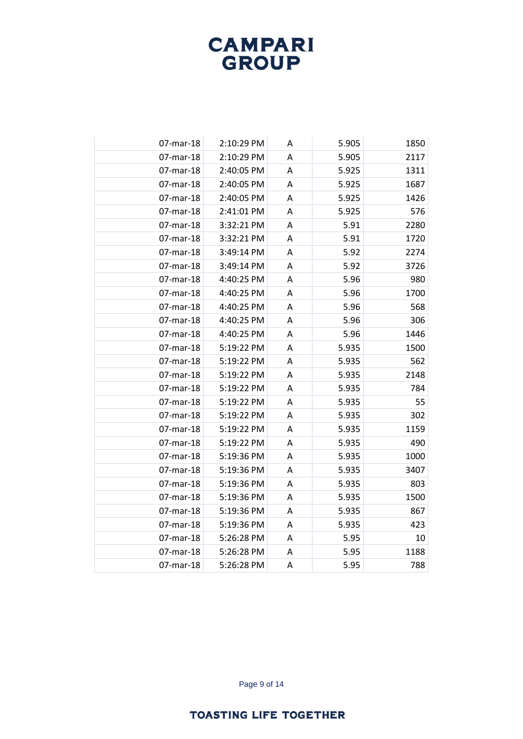| | | | | |
|---|---|---|---|---|
| 07-mar-18 | 2:10:29 PM | A | 5.905 | 1850 |
| 07-mar-18 | 2:10:29 PM | A | 5.905 | 2117 |
| 07-mar-18 | 2:40:05 PM | A | 5.925 | 1311 |
| 07-mar-18 | 2:40:05 PM | A | 5.925 | 1687 |
| 07-mar-18 | 2:40:05 PM | A | 5.925 | 1426 |
| 07-mar-18 | 2:41:01 PM | A | 5.925 | 576 |
| 07-mar-18 | 3:32:21 PM | A | 5.91 | 2280 |
| 07-mar-18 | 3:32:21 PM | A | 5.91 | 1720 |
| 07-mar-18 | 3:49:14 PM | A | 5.92 | 2274 |
| 07-mar-18 | 3:49:14 PM | A | 5.92 | 3726 |
| 07-mar-18 | 4:40:25 PM | A | 5.96 | 980 |
| 07-mar-18 | 4:40:25 PM | A | 5.96 | 1700 |
| 07-mar-18 | 4:40:25 PM | A | 5.96 | 568 |
| 07-mar-18 | 4:40:25 PM | A | 5.96 | 306 |
| 07-mar-18 | 4:40:25 PM | A | 5.96 | 1446 |
| 07-mar-18 | 5:19:22 PM | A | 5.935 | 1500 |
| 07-mar-18 | 5:19:22 PM | A | 5.935 | 562 |
| 07-mar-18 | 5:19:22 PM | A | 5.935 | 2148 |
| 07-mar-18 | 5:19:22 PM | A | 5.935 | 784 |
| 07-mar-18 | 5:19:22 PM | A | 5.935 | 55 |
| 07-mar-18 | 5:19:22 PM | A | 5.935 | 302 |
| 07-mar-18 | 5:19:22 PM | A | 5.935 | 1159 |
| 07-mar-18 | 5:19:22 PM | A | 5.935 | 490 |
| 07-mar-18 | 5:19:36 PM | A | 5.935 | 1000 |
| 07-mar-18 | 5:19:36 PM | A | 5.935 | 3407 |
| 07-mar-18 | 5:19:36 PM | A | 5.935 | 803 |
| 07-mar-18 | 5:19:36 PM | A | 5.935 | 1500 |
| 07-mar-18 | 5:19:36 PM | A | 5.935 | 867 |
| 07-mar-18 | 5:19:36 PM | A | 5.935 | 423 |
| 07-mar-18 | 5:26:28 PM | A | 5.95 | 10 |
| 07-mar-18 | 5:26:28 PM | A | 5.95 | 1188 |
| 07-mar-18 | 5:26:28 PM | A | 5.95 | 788 |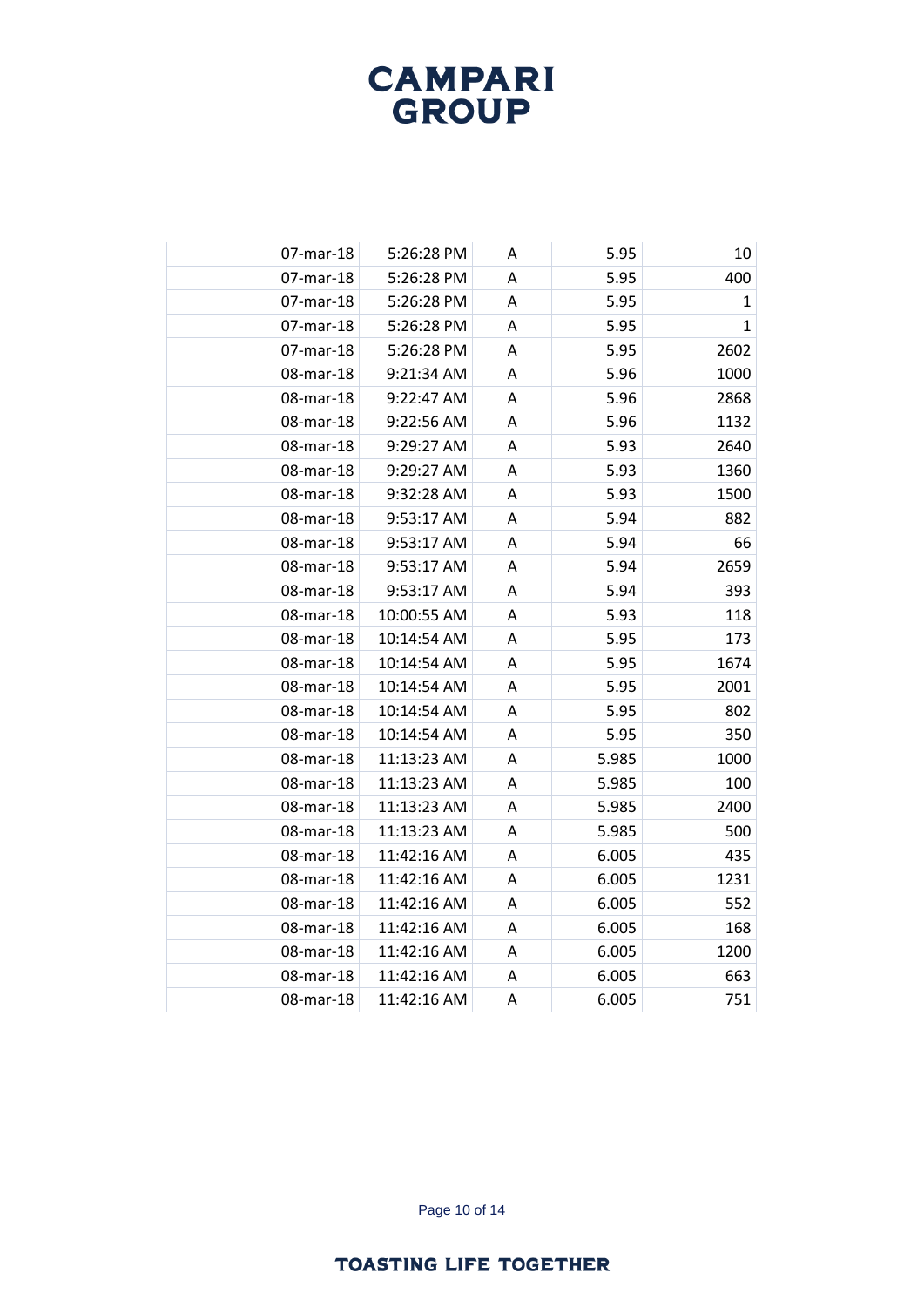| | | | | |
|---|---|---|---|---|
| 07-mar-18 | 5:26:28 PM | A | 5.95 | 10 |
| 07-mar-18 | 5:26:28 PM | A | 5.95 | 400 |
| 07-mar-18 | 5:26:28 PM | A | 5.95 | 1 |
| 07-mar-18 | 5:26:28 PM | A | 5.95 | 1 |
| 07-mar-18 | 5:26:28 PM | A | 5.95 | 2602 |
| 08-mar-18 | 9:21:34 AM | A | 5.96 | 1000 |
| 08-mar-18 | 9:22:47 AM | A | 5.96 | 2868 |
| 08-mar-18 | 9:22:56 AM | A | 5.96 | 1132 |
| 08-mar-18 | 9:29:27 AM | A | 5.93 | 2640 |
| 08-mar-18 | 9:29:27 AM | A | 5.93 | 1360 |
| 08-mar-18 | 9:32:28 AM | A | 5.93 | 1500 |
| 08-mar-18 | 9:53:17 AM | A | 5.94 | 882 |
| 08-mar-18 | 9:53:17 AM | A | 5.94 | 66 |
| 08-mar-18 | 9:53:17 AM | A | 5.94 | 2659 |
| 08-mar-18 | 9:53:17 AM | A | 5.94 | 393 |
| 08-mar-18 | 10:00:55 AM | A | 5.93 | 118 |
| 08-mar-18 | 10:14:54 AM | A | 5.95 | 173 |
| 08-mar-18 | 10:14:54 AM | A | 5.95 | 1674 |
| 08-mar-18 | 10:14:54 AM | A | 5.95 | 2001 |
| 08-mar-18 | 10:14:54 AM | A | 5.95 | 802 |
| 08-mar-18 | 10:14:54 AM | A | 5.95 | 350 |
| 08-mar-18 | 11:13:23 AM | A | 5.985 | 1000 |
| 08-mar-18 | 11:13:23 AM | A | 5.985 | 100 |
| 08-mar-18 | 11:13:23 AM | A | 5.985 | 2400 |
| 08-mar-18 | 11:13:23 AM | A | 5.985 | 500 |
| 08-mar-18 | 11:42:16 AM | A | 6.005 | 435 |
| 08-mar-18 | 11:42:16 AM | A | 6.005 | 1231 |
| 08-mar-18 | 11:42:16 AM | A | 6.005 | 552 |
| 08-mar-18 | 11:42:16 AM | A | 6.005 | 168 |
| 08-mar-18 | 11:42:16 AM | A | 6.005 | 1200 |
| 08-mar-18 | 11:42:16 AM | A | 6.005 | 663 |
| 08-mar-18 | 11:42:16 AM | A | 6.005 | 751 |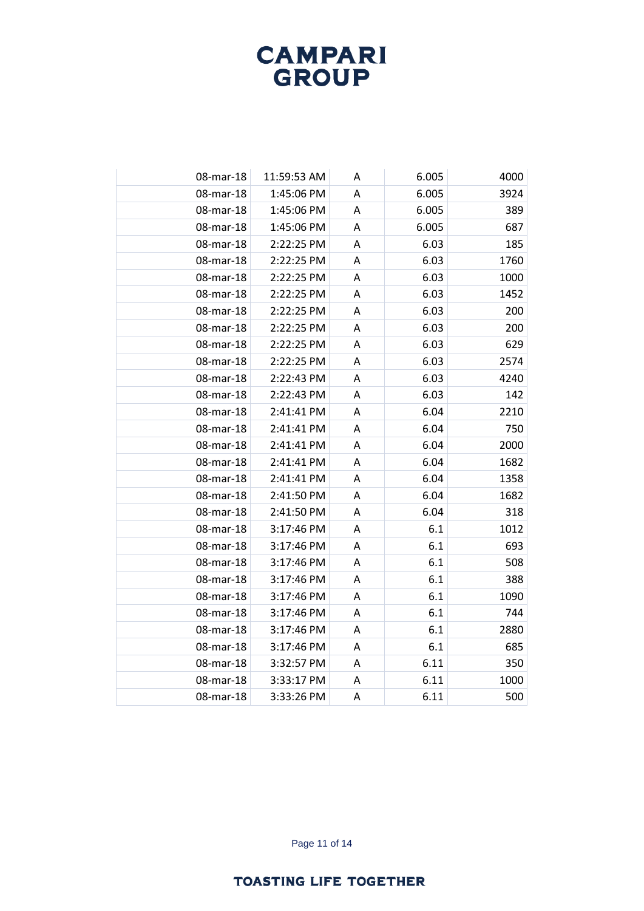| | | | | |
|---|---|---|---|---|
| 08-mar-18 | 11:59:53 AM | A | 6.005 | 4000 |
| 08-mar-18 | 1:45:06 PM | A | 6.005 | 3924 |
| 08-mar-18 | 1:45:06 PM | A | 6.005 | 389 |
| 08-mar-18 | 1:45:06 PM | A | 6.005 | 687 |
| 08-mar-18 | 2:22:25 PM | A | 6.03 | 185 |
| 08-mar-18 | 2:22:25 PM | A | 6.03 | 1760 |
| 08-mar-18 | 2:22:25 PM | A | 6.03 | 1000 |
| 08-mar-18 | 2:22:25 PM | A | 6.03 | 1452 |
| 08-mar-18 | 2:22:25 PM | A | 6.03 | 200 |
| 08-mar-18 | 2:22:25 PM | A | 6.03 | 200 |
| 08-mar-18 | 2:22:25 PM | A | 6.03 | 629 |
| 08-mar-18 | 2:22:25 PM | A | 6.03 | 2574 |
| 08-mar-18 | 2:22:43 PM | A | 6.03 | 4240 |
| 08-mar-18 | 2:22:43 PM | A | 6.03 | 142 |
| 08-mar-18 | 2:41:41 PM | A | 6.04 | 2210 |
| 08-mar-18 | 2:41:41 PM | A | 6.04 | 750 |
| 08-mar-18 | 2:41:41 PM | A | 6.04 | 2000 |
| 08-mar-18 | 2:41:41 PM | A | 6.04 | 1682 |
| 08-mar-18 | 2:41:41 PM | A | 6.04 | 1358 |
| 08-mar-18 | 2:41:50 PM | A | 6.04 | 1682 |
| 08-mar-18 | 2:41:50 PM | A | 6.04 | 318 |
| 08-mar-18 | 3:17:46 PM | A | 6.1 | 1012 |
| 08-mar-18 | 3:17:46 PM | A | 6.1 | 693 |
| 08-mar-18 | 3:17:46 PM | A | 6.1 | 508 |
| 08-mar-18 | 3:17:46 PM | A | 6.1 | 388 |
| 08-mar-18 | 3:17:46 PM | A | 6.1 | 1090 |
| 08-mar-18 | 3:17:46 PM | A | 6.1 | 744 |
| 08-mar-18 | 3:17:46 PM | A | 6.1 | 2880 |
| 08-mar-18 | 3:17:46 PM | A | 6.1 | 685 |
| 08-mar-18 | 3:32:57 PM | A | 6.11 | 350 |
| 08-mar-18 | 3:33:17 PM | A | 6.11 | 1000 |
| 08-mar-18 | 3:33:26 PM | A | 6.11 | 500 |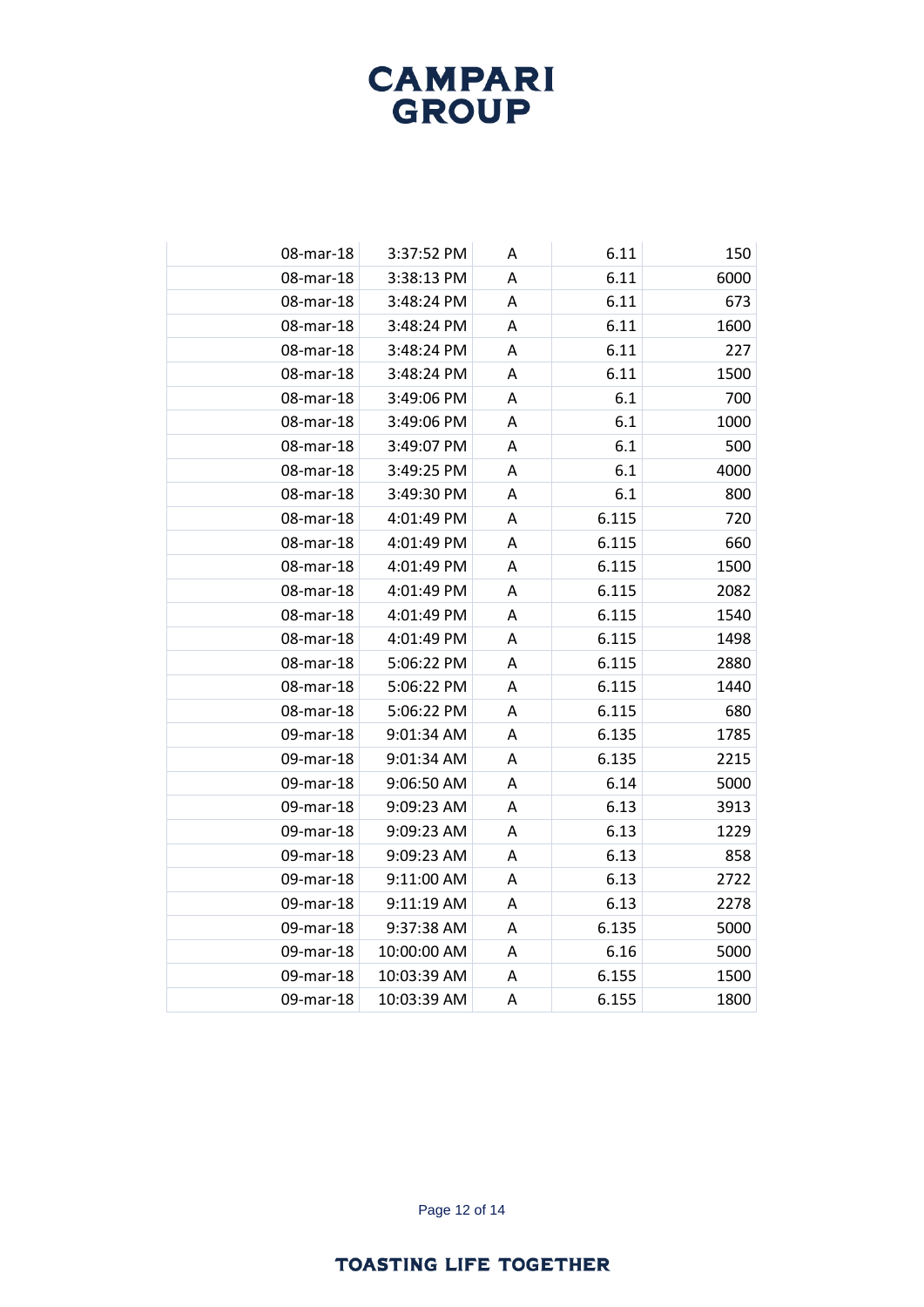|  |  |  |  |  |
|---|---|---|---|---|
| 08-mar-18 | 3:37:52 PM | A | 6.11 | 150 |
| 08-mar-18 | 3:38:13 PM | A | 6.11 | 6000 |
| 08-mar-18 | 3:48:24 PM | A | 6.11 | 673 |
| 08-mar-18 | 3:48:24 PM | A | 6.11 | 1600 |
| 08-mar-18 | 3:48:24 PM | A | 6.11 | 227 |
| 08-mar-18 | 3:48:24 PM | A | 6.11 | 1500 |
| 08-mar-18 | 3:49:06 PM | A | 6.1 | 700 |
| 08-mar-18 | 3:49:06 PM | A | 6.1 | 1000 |
| 08-mar-18 | 3:49:07 PM | A | 6.1 | 500 |
| 08-mar-18 | 3:49:25 PM | A | 6.1 | 4000 |
| 08-mar-18 | 3:49:30 PM | A | 6.1 | 800 |
| 08-mar-18 | 4:01:49 PM | A | 6.115 | 720 |
| 08-mar-18 | 4:01:49 PM | A | 6.115 | 660 |
| 08-mar-18 | 4:01:49 PM | A | 6.115 | 1500 |
| 08-mar-18 | 4:01:49 PM | A | 6.115 | 2082 |
| 08-mar-18 | 4:01:49 PM | A | 6.115 | 1540 |
| 08-mar-18 | 4:01:49 PM | A | 6.115 | 1498 |
| 08-mar-18 | 5:06:22 PM | A | 6.115 | 2880 |
| 08-mar-18 | 5:06:22 PM | A | 6.115 | 1440 |
| 08-mar-18 | 5:06:22 PM | A | 6.115 | 680 |
| 09-mar-18 | 9:01:34 AM | A | 6.135 | 1785 |
| 09-mar-18 | 9:01:34 AM | A | 6.135 | 2215 |
| 09-mar-18 | 9:06:50 AM | A | 6.14 | 5000 |
| 09-mar-18 | 9:09:23 AM | A | 6.13 | 3913 |
| 09-mar-18 | 9:09:23 AM | A | 6.13 | 1229 |
| 09-mar-18 | 9:09:23 AM | A | 6.13 | 858 |
| 09-mar-18 | 9:11:00 AM | A | 6.13 | 2722 |
| 09-mar-18 | 9:11:19 AM | A | 6.13 | 2278 |
| 09-mar-18 | 9:37:38 AM | A | 6.135 | 5000 |
| 09-mar-18 | 10:00:00 AM | A | 6.16 | 5000 |
| 09-mar-18 | 10:03:39 AM | A | 6.155 | 1500 |
| 09-mar-18 | 10:03:39 AM | A | 6.155 | 1800 |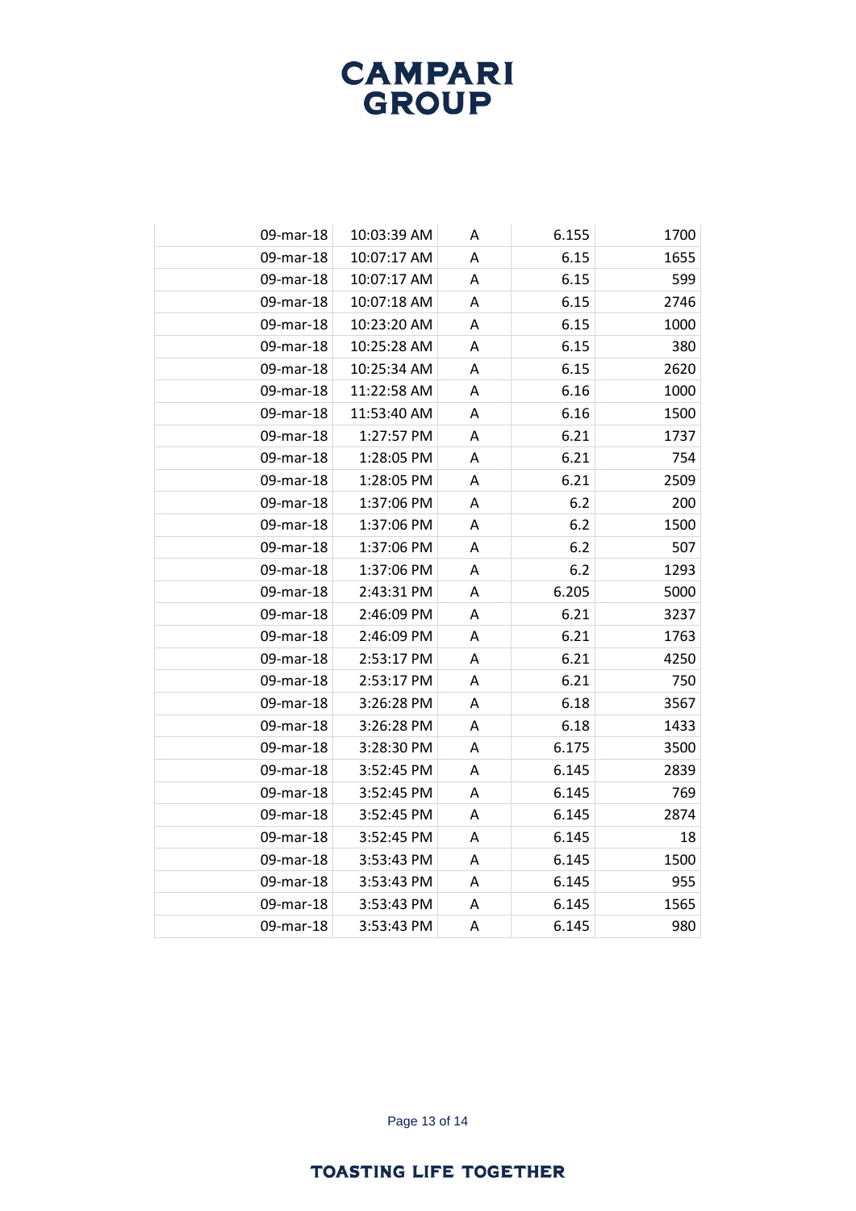| | | | | |
|---|---|---|---|---|
| 09-mar-18 | 10:03:39 AM | A | 6.155 | 1700 |
| 09-mar-18 | 10:07:17 AM | A | 6.15 | 1655 |
| 09-mar-18 | 10:07:17 AM | A | 6.15 | 599 |
| 09-mar-18 | 10:07:18 AM | A | 6.15 | 2746 |
| 09-mar-18 | 10:23:20 AM | A | 6.15 | 1000 |
| 09-mar-18 | 10:25:28 AM | A | 6.15 | 380 |
| 09-mar-18 | 10:25:34 AM | A | 6.15 | 2620 |
| 09-mar-18 | 11:22:58 AM | A | 6.16 | 1000 |
| 09-mar-18 | 11:53:40 AM | A | 6.16 | 1500 |
| 09-mar-18 | 1:27:57 PM | A | 6.21 | 1737 |
| 09-mar-18 | 1:28:05 PM | A | 6.21 | 754 |
| 09-mar-18 | 1:28:05 PM | A | 6.21 | 2509 |
| 09-mar-18 | 1:37:06 PM | A | 6.2 | 200 |
| 09-mar-18 | 1:37:06 PM | A | 6.2 | 1500 |
| 09-mar-18 | 1:37:06 PM | A | 6.2 | 507 |
| 09-mar-18 | 1:37:06 PM | A | 6.2 | 1293 |
| 09-mar-18 | 2:43:31 PM | A | 6.205 | 5000 |
| 09-mar-18 | 2:46:09 PM | A | 6.21 | 3237 |
| 09-mar-18 | 2:46:09 PM | A | 6.21 | 1763 |
| 09-mar-18 | 2:53:17 PM | A | 6.21 | 4250 |
| 09-mar-18 | 2:53:17 PM | A | 6.21 | 750 |
| 09-mar-18 | 3:26:28 PM | A | 6.18 | 3567 |
| 09-mar-18 | 3:26:28 PM | A | 6.18 | 1433 |
| 09-mar-18 | 3:28:30 PM | A | 6.175 | 3500 |
| 09-mar-18 | 3:52:45 PM | A | 6.145 | 2839 |
| 09-mar-18 | 3:52:45 PM | A | 6.145 | 769 |
| 09-mar-18 | 3:52:45 PM | A | 6.145 | 2874 |
| 09-mar-18 | 3:52:45 PM | A | 6.145 | 18 |
| 09-mar-18 | 3:53:43 PM | A | 6.145 | 1500 |
| 09-mar-18 | 3:53:43 PM | A | 6.145 | 955 |
| 09-mar-18 | 3:53:43 PM | A | 6.145 | 1565 |
| 09-mar-18 | 3:53:43 PM | A | 6.145 | 980 |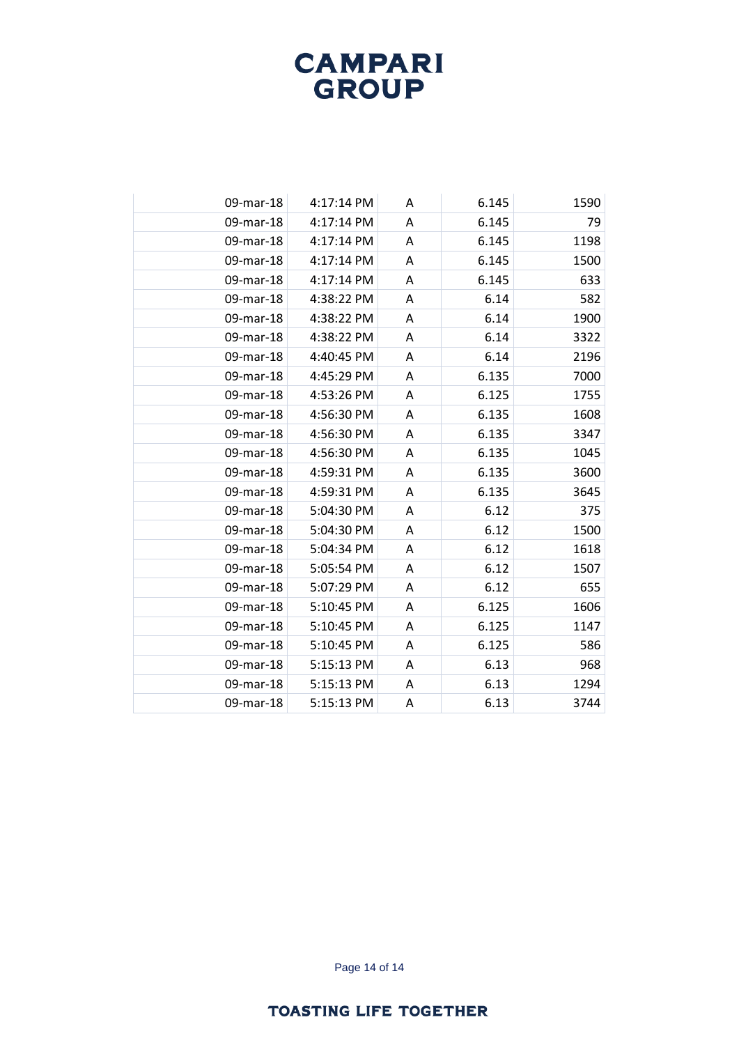| | | | | |
|---|---|---|---|---|
| 09-mar-18 | 4:17:14 PM | A | 6.145 | 1590 |
| 09-mar-18 | 4:17:14 PM | A | 6.145 | 79 |
| 09-mar-18 | 4:17:14 PM | A | 6.145 | 1198 |
| 09-mar-18 | 4:17:14 PM | A | 6.145 | 1500 |
| 09-mar-18 | 4:17:14 PM | A | 6.145 | 633 |
| 09-mar-18 | 4:38:22 PM | A | 6.14 | 582 |
| 09-mar-18 | 4:38:22 PM | A | 6.14 | 1900 |
| 09-mar-18 | 4:38:22 PM | A | 6.14 | 3322 |
| 09-mar-18 | 4:40:45 PM | A | 6.14 | 2196 |
| 09-mar-18 | 4:45:29 PM | A | 6.135 | 7000 |
| 09-mar-18 | 4:53:26 PM | A | 6.125 | 1755 |
| 09-mar-18 | 4:56:30 PM | A | 6.135 | 1608 |
| 09-mar-18 | 4:56:30 PM | A | 6.135 | 3347 |
| 09-mar-18 | 4:56:30 PM | A | 6.135 | 1045 |
| 09-mar-18 | 4:59:31 PM | A | 6.135 | 3600 |
| 09-mar-18 | 4:59:31 PM | A | 6.135 | 3645 |
| 09-mar-18 | 5:04:30 PM | A | 6.12 | 375 |
| 09-mar-18 | 5:04:30 PM | A | 6.12 | 1500 |
| 09-mar-18 | 5:04:34 PM | A | 6.12 | 1618 |
| 09-mar-18 | 5:05:54 PM | A | 6.12 | 1507 |
| 09-mar-18 | 5:07:29 PM | A | 6.12 | 655 |
| 09-mar-18 | 5:10:45 PM | A | 6.125 | 1606 |
| 09-mar-18 | 5:10:45 PM | A | 6.125 | 1147 |
| 09-mar-18 | 5:10:45 PM | A | 6.125 | 586 |
| 09-mar-18 | 5:15:13 PM | A | 6.13 | 968 |
| 09-mar-18 | 5:15:13 PM | A | 6.13 | 1294 |
| 09-mar-18 | 5:15:13 PM | A | 6.13 | 3744 |